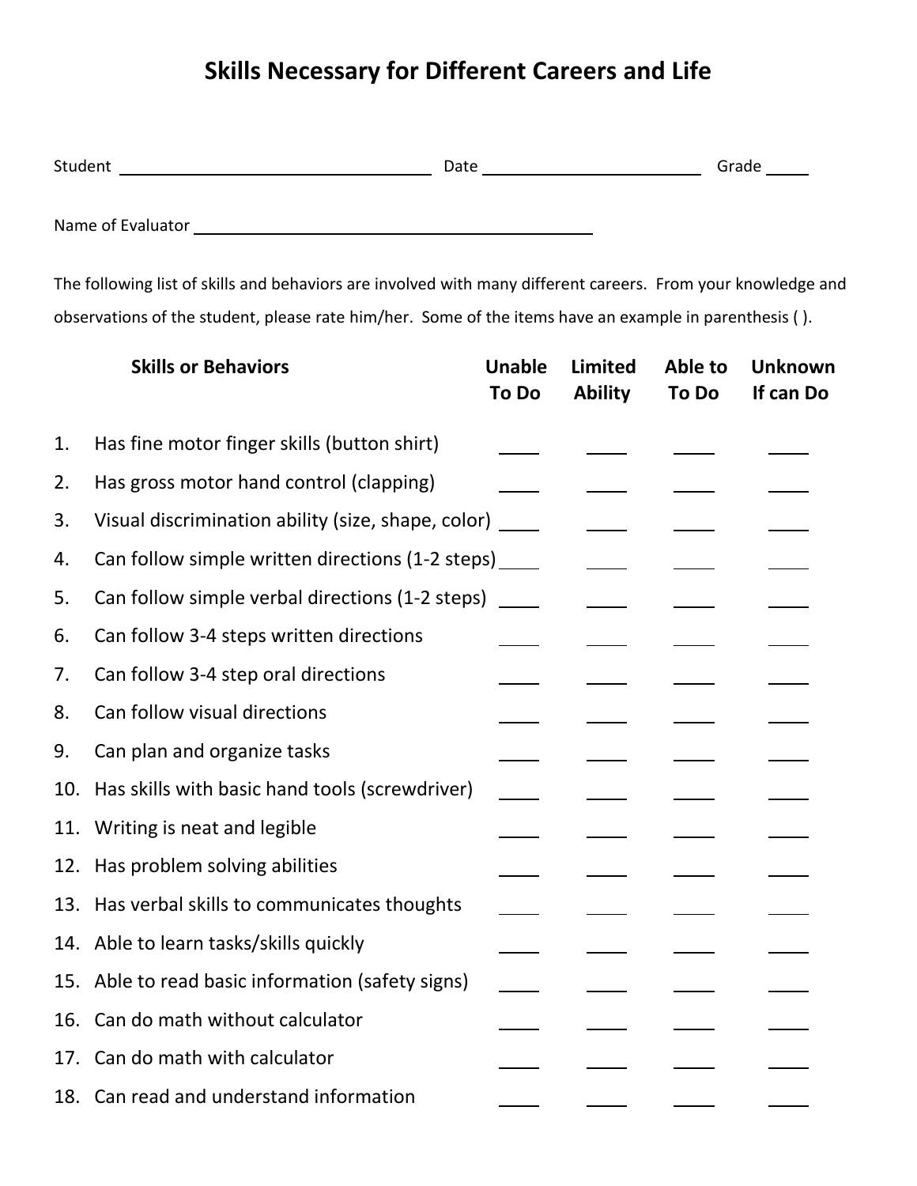# Skills Necessary for Different Careers and Life

Student ______________________ Date ______________________ Grade _____

Name of Evaluator ______________________

The following list of skills and behaviors are involved with many different careers. From your knowledge and observations of the student, please rate him/her. Some of the items have an example in parenthesis ( ).

| | Skills or Behaviors | Unable To Do | Limited Ability | Able to To Do | Unknown If can Do |
|---|---|---|---|---|---|
| 1. | Has fine motor finger skills (button shirt) | ____ | ____ | ____ | ____ |
| 2. | Has gross motor hand control (clapping) | ____ | ____ | ____ | ____ |
| 3. | Visual discrimination ability (size, shape, color) | ____ | ____ | ____ | ____ |
| 4. | Can follow simple written directions (1-2 steps) | ____ | ____ | ____ | ____ |
| 5. | Can follow simple verbal directions (1-2 steps) | ____ | ____ | ____ | ____ |
| 6. | Can follow 3-4 steps written directions | ____ | ____ | ____ | ____ |
| 7. | Can follow 3-4 step oral directions | ____ | ____ | ____ | ____ |
| 8. | Can follow visual directions | ____ | ____ | ____ | ____ |
| 9. | Can plan and organize tasks | ____ | ____ | ____ | ____ |
| 10. | Has skills with basic hand tools (screwdriver) | ____ | ____ | ____ | ____ |
| 11. | Writing is neat and legible | ____ | ____ | ____ | ____ |
| 12. | Has problem solving abilities | ____ | ____ | ____ | ____ |
| 13. | Has verbal skills to communicates thoughts | ____ | ____ | ____ | ____ |
| 14. | Able to learn tasks/skills quickly | ____ | ____ | ____ | ____ |
| 15. | Able to read basic information (safety signs) | ____ | ____ | ____ | ____ |
| 16. | Can do math without calculator | ____ | ____ | ____ | ____ |
| 17. | Can do math with calculator | ____ | ____ | ____ | ____ |
| 18. | Can read and understand information | ____ | ____ | ____ | ____ |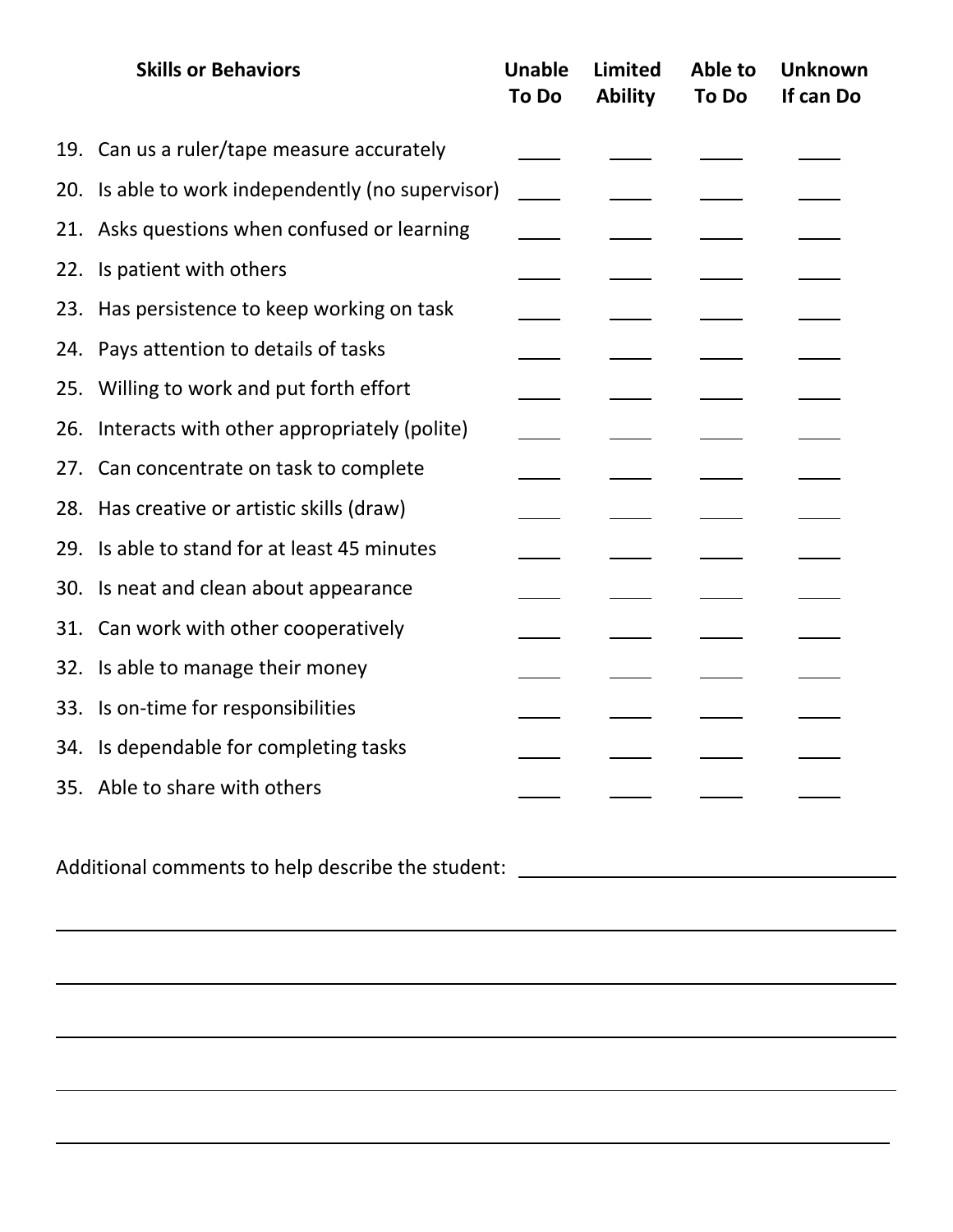| Skills or Behaviors | Unable To Do | Limited Ability | Able to To Do | Unknown If can Do |
|---|---|---|---|---|
| 19. Can us a ruler/tape measure accurately | ____ | ____ | ____ | ____ |
| 20. Is able to work independently (no supervisor) | ____ | ____ | ____ | ____ |
| 21. Asks questions when confused or learning | ____ | ____ | ____ | ____ |
| 22. Is patient with others | ____ | ____ | ____ | ____ |
| 23. Has persistence to keep working on task | ____ | ____ | ____ | ____ |
| 24. Pays attention to details of tasks | ____ | ____ | ____ | ____ |
| 25. Willing to work and put forth effort | ____ | ____ | ____ | ____ |
| 26. Interacts with other appropriately (polite) | ____ | ____ | ____ | ____ |
| 27. Can concentrate on task to complete | ____ | ____ | ____ | ____ |
| 28. Has creative or artistic skills (draw) | ____ | ____ | ____ | ____ |
| 29. Is able to stand for at least 45 minutes | ____ | ____ | ____ | ____ |
| 30. Is neat and clean about appearance | ____ | ____ | ____ | ____ |
| 31. Can work with other cooperatively | ____ | ____ | ____ | ____ |
| 32. Is able to manage their money | ____ | ____ | ____ | ____ |
| 33. Is on-time for responsibilities | ____ | ____ | ____ | ____ |
| 34. Is dependable for completing tasks | ____ | ____ | ____ | ____ |
| 35. Able to share with others | ____ | ____ | ____ | ____ |

Additional comments to help describe the student: ______________________________

______________________________________________________________________

______________________________________________________________________

______________________________________________________________________

______________________________________________________________________

______________________________________________________________________